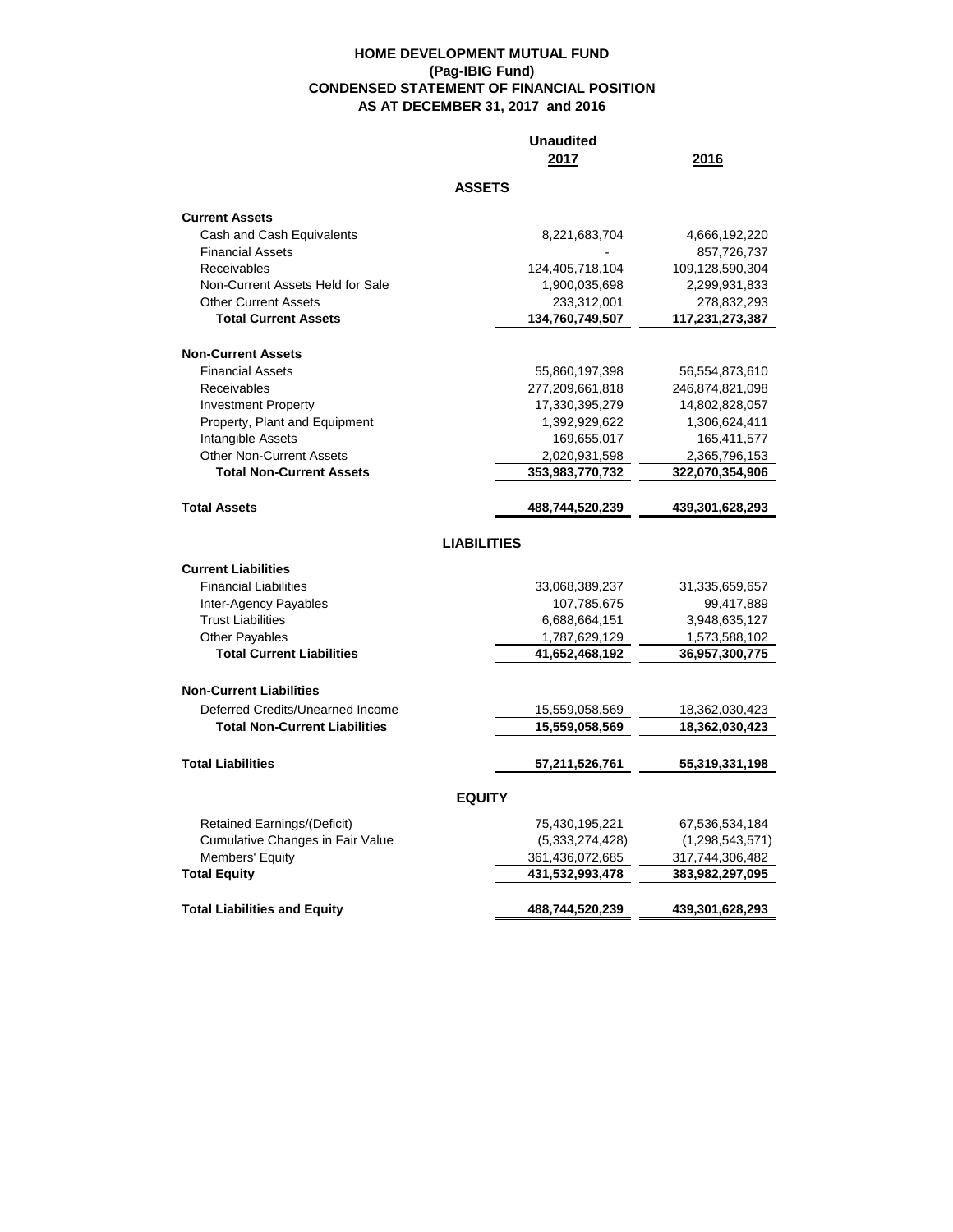# HOME DEVELOPMENT MUTUAL FUND
## (Pag-IBIG Fund)
## CONDENSED STATEMENT OF FINANCIAL POSITION
## AS AT DECEMBER 31, 2017 and 2016

| | Unaudited 2017 | 2016 |
|---|---:|---:|
| **ASSETS** | | |
| **Current Assets** | | |
| Cash and Cash Equivalents | 8,221,683,704 | 4,666,192,220 |
| Financial Assets | - | 857,726,737 |
| Receivables | 124,405,718,104 | 109,128,590,304 |
| Non-Current Assets Held for Sale | 1,900,035,698 | 2,299,931,833 |
| Other Current Assets | 233,312,001 | 278,832,293 |
| **Total Current Assets** | **134,760,749,507** | **117,231,273,387** |
| **Non-Current Assets** | | |
| Financial Assets | 55,860,197,398 | 56,554,873,610 |
| Receivables | 277,209,661,818 | 246,874,821,098 |
| Investment Property | 17,330,395,279 | 14,802,828,057 |
| Property, Plant and Equipment | 1,392,929,622 | 1,306,624,411 |
| Intangible Assets | 169,655,017 | 165,411,577 |
| Other Non-Current Assets | 2,020,931,598 | 2,365,796,153 |
| **Total Non-Current Assets** | **353,983,770,732** | **322,070,354,906** |
| **Total Assets** | **488,744,520,239** | **439,301,628,293** |
| **LIABILITIES** | | |
| **Current Liabilities** | | |
| Financial Liabilities | 33,068,389,237 | 31,335,659,657 |
| Inter-Agency Payables | 107,785,675 | 99,417,889 |
| Trust Liabilities | 6,688,664,151 | 3,948,635,127 |
| Other Payables | 1,787,629,129 | 1,573,588,102 |
| **Total Current Liabilities** | **41,652,468,192** | **36,957,300,775** |
| **Non-Current Liabilities** | | |
| Deferred Credits/Unearned Income | 15,559,058,569 | 18,362,030,423 |
| **Total Non-Current Liabilities** | **15,559,058,569** | **18,362,030,423** |
| **Total Liabilities** | **57,211,526,761** | **55,319,331,198** |
| **EQUITY** | | |
| Retained Earnings/(Deficit) | 75,430,195,221 | 67,536,534,184 |
| Cumulative Changes in Fair Value | (5,333,274,428) | (1,298,543,571) |
| Members' Equity | 361,436,072,685 | 317,744,306,482 |
| **Total Equity** | **431,532,993,478** | **383,982,297,095** |
| **Total Liabilities and Equity** | **488,744,520,239** | **439,301,628,293** |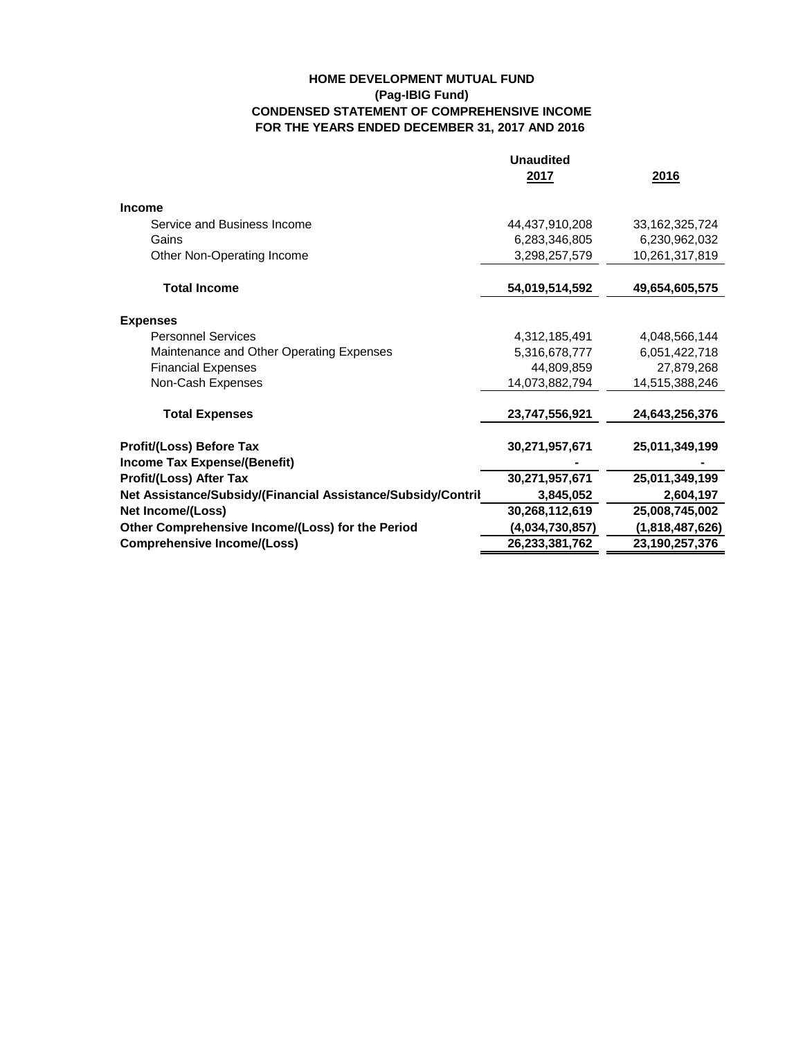# HOME DEVELOPMENT MUTUAL FUND
## (Pag-IBIG Fund)
## CONDENSED STATEMENT OF COMPREHENSIVE INCOME
## FOR THE YEARS ENDED DECEMBER 31, 2017 AND 2016

| | Unaudited 2017 | 2016 |
|---|---:|---:|
| **Income** | | |
| Service and Business Income | 44,437,910,208 | 33,162,325,724 |
| Gains | 6,283,346,805 | 6,230,962,032 |
| Other Non-Operating Income | 3,298,257,579 | 10,261,317,819 |
| **Total Income** | **54,019,514,592** | **49,654,605,575** |
| **Expenses** | | |
| Personnel Services | 4,312,185,491 | 4,048,566,144 |
| Maintenance and Other Operating Expenses | 5,316,678,777 | 6,051,422,718 |
| Financial Expenses | 44,809,859 | 27,879,268 |
| Non-Cash Expenses | 14,073,882,794 | 14,515,388,246 |
| **Total Expenses** | **23,747,556,921** | **24,643,256,376** |
| **Profit/(Loss) Before Tax** | **30,271,957,671** | **25,011,349,199** |
| **Income Tax Expense/(Benefit)** | **-** | **-** |
| **Profit/(Loss) After Tax** | **30,271,957,671** | **25,011,349,199** |
| **Net Assistance/Subsidy/(Financial Assistance/Subsidy/Contril** | **3,845,052** | **2,604,197** |
| **Net Income/(Loss)** | **30,268,112,619** | **25,008,745,002** |
| **Other Comprehensive Income/(Loss) for the Period** | **(4,034,730,857)** | **(1,818,487,626)** |
| **Comprehensive Income/(Loss)** | **26,233,381,762** | **23,190,257,376** |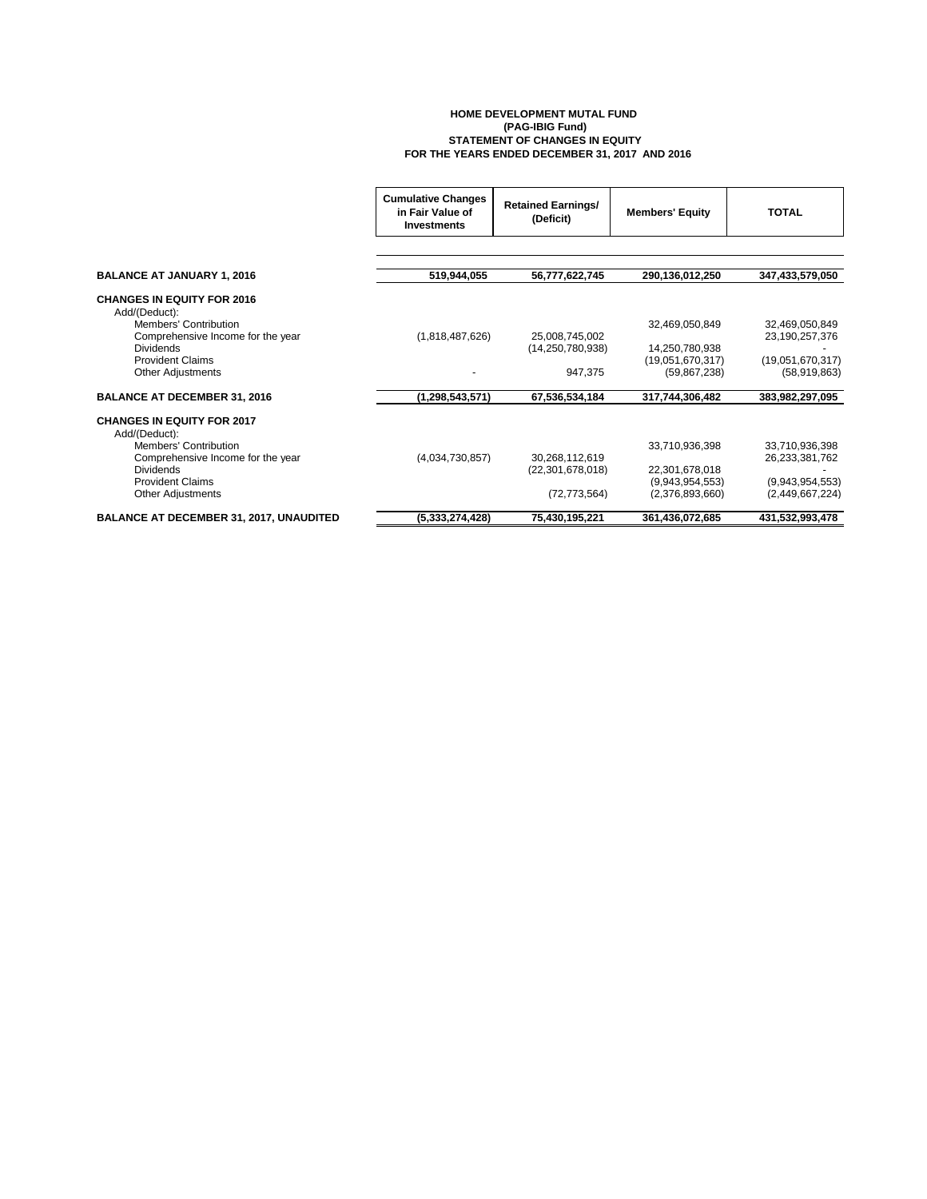# HOME DEVELOPMENT MUTAL FUND
## (PAG-IBIG Fund)
## STATEMENT OF CHANGES IN EQUITY
## FOR THE YEARS ENDED DECEMBER 31, 2017 AND 2016

| | Cumulative Changes in Fair Value of Investments | Retained Earnings/ (Deficit) | Members' Equity | TOTAL |
|---|---|---|---|---|
| **BALANCE AT JANUARY 1, 2016** | **519,944,055** | **56,777,622,745** | **290,136,012,250** | **347,433,579,050** |
| **CHANGES IN EQUITY FOR 2016** | | | | |
| Add/(Deduct): | | | | |
| Members' Contribution | | | 32,469,050,849 | 32,469,050,849 |
| Comprehensive Income for the year | (1,818,487,626) | 25,008,745,002 | | 23,190,257,376 |
| Dividends | | (14,250,780,938) | 14,250,780,938 | - |
| Provident Claims | | | (19,051,670,317) | (19,051,670,317) |
| Other Adjustments | - | 947,375 | (59,867,238) | (58,919,863) |
| **BALANCE AT DECEMBER 31, 2016** | **(1,298,543,571)** | **67,536,534,184** | **317,744,306,482** | **383,982,297,095** |
| **CHANGES IN EQUITY FOR 2017** | | | | |
| Add/(Deduct): | | | | |
| Members' Contribution | | | 33,710,936,398 | 33,710,936,398 |
| Comprehensive Income for the year | (4,034,730,857) | 30,268,112,619 | | 26,233,381,762 |
| Dividends | | (22,301,678,018) | 22,301,678,018 | - |
| Provident Claims | | | (9,943,954,553) | (9,943,954,553) |
| Other Adjustments | | (72,773,564) | (2,376,893,660) | (2,449,667,224) |
| **BALANCE AT DECEMBER 31, 2017, UNAUDITED** | **(5,333,274,428)** | **75,430,195,221** | **361,436,072,685** | **431,532,993,478** |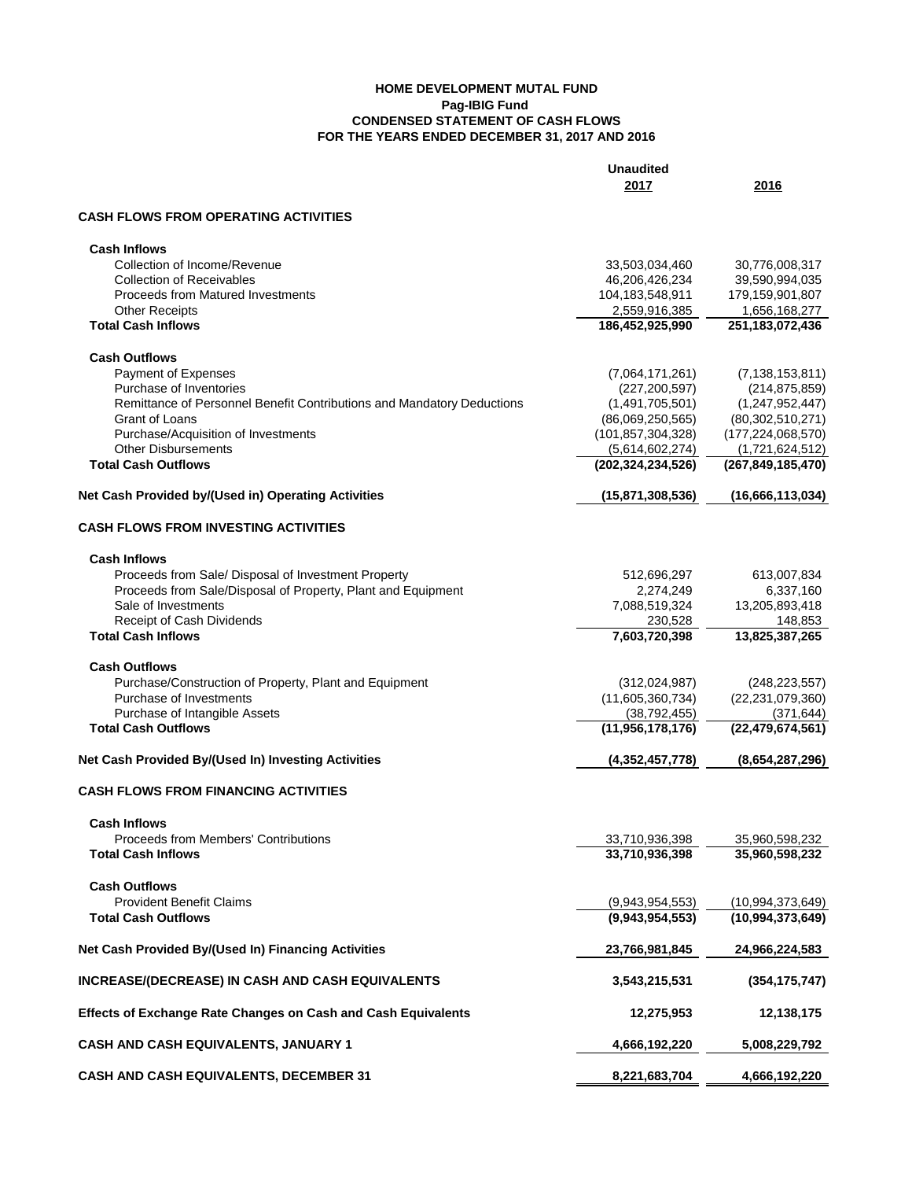# HOME DEVELOPMENT MUTAL FUND
## Pag-IBIG Fund
## CONDENSED STATEMENT OF CASH FLOWS
## FOR THE YEARS ENDED DECEMBER 31, 2017 AND 2016

| | Unaudited 2017 | 2016 |
|---|---|---|
| **CASH FLOWS FROM OPERATING ACTIVITIES** | | |
| **Cash Inflows** | | |
| Collection of Income/Revenue | 33,503,034,460 | 30,776,008,317 |
| Collection of Receivables | 46,206,426,234 | 39,590,994,035 |
| Proceeds from Matured Investments | 104,183,548,911 | 179,159,901,807 |
| Other Receipts | 2,559,916,385 | 1,656,168,277 |
| **Total Cash Inflows** | **186,452,925,990** | **251,183,072,436** |
| **Cash Outflows** | | |
| Payment of Expenses | (7,064,171,261) | (7,138,153,811) |
| Purchase of Inventories | (227,200,597) | (214,875,859) |
| Remittance of Personnel Benefit Contributions and Mandatory Deductions | (1,491,705,501) | (1,247,952,447) |
| Grant of Loans | (86,069,250,565) | (80,302,510,271) |
| Purchase/Acquisition of Investments | (101,857,304,328) | (177,224,068,570) |
| Other Disbursements | (5,614,602,274) | (1,721,624,512) |
| **Total Cash Outflows** | **(202,324,234,526)** | **(267,849,185,470)** |
| **Net Cash Provided by/(Used in) Operating Activities** | **(15,871,308,536)** | **(16,666,113,034)** |
| **CASH FLOWS FROM INVESTING ACTIVITIES** | | |
| **Cash Inflows** | | |
| Proceeds from Sale/ Disposal of Investment Property | 512,696,297 | 613,007,834 |
| Proceeds from Sale/Disposal of Property, Plant and Equipment | 2,274,249 | 6,337,160 |
| Sale of Investments | 7,088,519,324 | 13,205,893,418 |
| Receipt of Cash Dividends | 230,528 | 148,853 |
| **Total Cash Inflows** | **7,603,720,398** | **13,825,387,265** |
| **Cash Outflows** | | |
| Purchase/Construction of Property, Plant and Equipment | (312,024,987) | (248,223,557) |
| Purchase of Investments | (11,605,360,734) | (22,231,079,360) |
| Purchase of Intangible Assets | (38,792,455) | (371,644) |
| **Total Cash Outflows** | **(11,956,178,176)** | **(22,479,674,561)** |
| **Net Cash Provided By/(Used In) Investing Activities** | **(4,352,457,778)** | **(8,654,287,296)** |
| **CASH FLOWS FROM FINANCING ACTIVITIES** | | |
| **Cash Inflows** | | |
| Proceeds from Members' Contributions | 33,710,936,398 | 35,960,598,232 |
| **Total Cash Inflows** | **33,710,936,398** | **35,960,598,232** |
| **Cash Outflows** | | |
| Provident Benefit Claims | (9,943,954,553) | (10,994,373,649) |
| **Total Cash Outflows** | **(9,943,954,553)** | **(10,994,373,649)** |
| **Net Cash Provided By/(Used In) Financing Activities** | **23,766,981,845** | **24,966,224,583** |
| **INCREASE/(DECREASE) IN CASH AND CASH EQUIVALENTS** | **3,543,215,531** | **(354,175,747)** |
| **Effects of Exchange Rate Changes on Cash and Cash Equivalents** | **12,275,953** | **12,138,175** |
| **CASH AND CASH EQUIVALENTS, JANUARY 1** | **4,666,192,220** | **5,008,229,792** |
| **CASH AND CASH EQUIVALENTS, DECEMBER 31** | **8,221,683,704** | **4,666,192,220** |